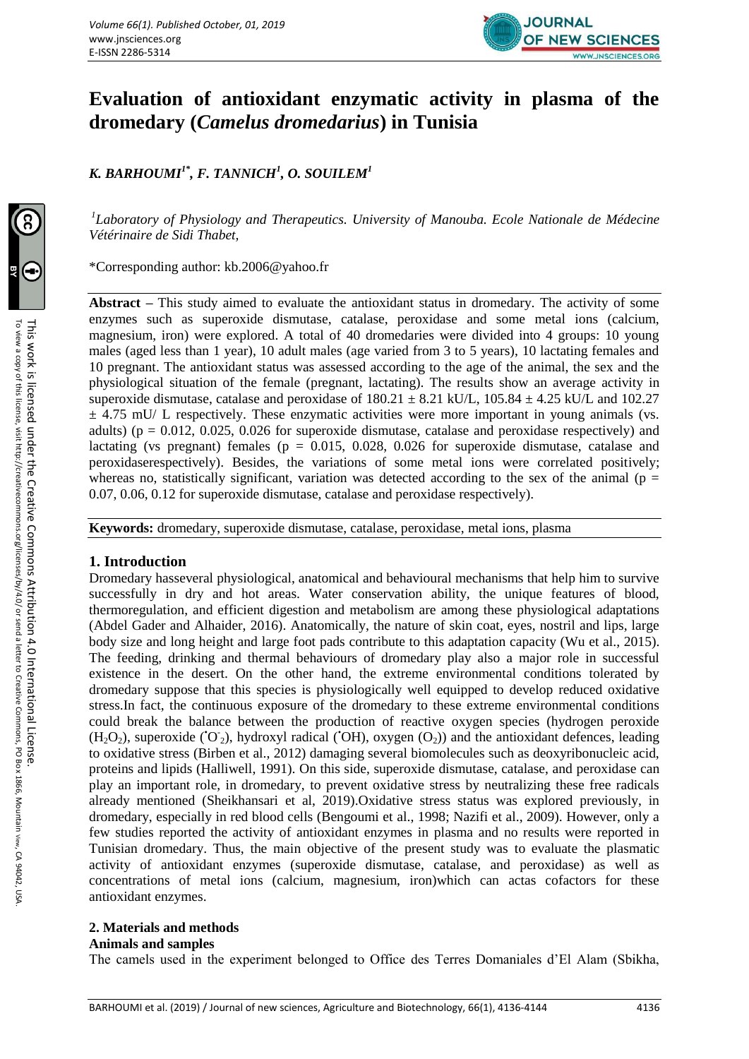# Evaluation of antioxidant enzymatic activity in plasma of the dromedary (*Camelus dromedarius*) in Tunisia

***K. BARHOUMI[1*], F. TANNICH[1], O. SOUILEM[1]***

[1]*Laboratory of Physiology and Therapeutics. University of Manouba. Ecole Nationale de Médecine Vétérinaire de Sidi Thabet,*

*Corresponding author: kb.2006@yahoo.fr

**Abstract** – This study aimed to evaluate the antioxidant status in dromedary. The activity of some enzymes such as superoxide dismutase, catalase, peroxidase and some metal ions (calcium, magnesium, iron) were explored. A total of 40 dromedaries were divided into 4 groups: 10 young males (aged less than 1 year), 10 adult males (age varied from 3 to 5 years), 10 lactating females and 10 pregnant. The antioxidant status was assessed according to the age of the animal, the sex and the physiological situation of the female (pregnant, lactating). The results show an average activity in superoxide dismutase, catalase and peroxidase of 180.21 ± 8.21 kU/L, 105.84 ± 4.25 kU/L and 102.27 ± 4.75 mU/ L respectively. These enzymatic activities were more important in young animals (vs. adults) ($p = 0.012$, 0.025, 0.026 for superoxide dismutase, catalase and peroxidase respectively) and lactating (vs pregnant) females ($p = 0.015$, 0.028, 0.026 for superoxide dismutase, catalase and peroxidaserespectively). Besides, the variations of some metal ions were correlated positively; whereas no, statistically significant, variation was detected according to the sex of the animal ($p = 0.07$, 0.06, 0.12 for superoxide dismutase, catalase and peroxidase respectively).

**Keywords:** dromedary, superoxide dismutase, catalase, peroxidase, metal ions, plasma

## 1. Introduction

Dromedary hasseveral physiological, anatomical and behavioural mechanisms that help him to survive successfully in dry and hot areas. Water conservation ability, the unique features of blood, thermoregulation, and efficient digestion and metabolism are among these physiological adaptations (Abdel Gader and Alhaider, 2016). Anatomically, the nature of skin coat, eyes, nostril and lips, large body size and long height and large foot pads contribute to this adaptation capacity (Wu et al., 2015). The feeding, drinking and thermal behaviours of dromedary play also a major role in successful existence in the desert. On the other hand, the extreme environmental conditions tolerated by dromedary suppose that this species is physiologically well equipped to develop reduced oxidative stress.In fact, the continuous exposure of the dromedary to these extreme environmental conditions could break the balance between the production of reactive oxygen species (hydrogen peroxide ($H_2O_2$), superoxide ($^{\bullet}O^{-}_2$), hydroxyl radical ($^{\bullet}OH$), oxygen ($O_2$)) and the antioxidant defences, leading to oxidative stress (Birben et al., 2012) damaging several biomolecules such as deoxyribonucleic acid, proteins and lipids (Halliwell, 1991). On this side, superoxide dismutase, catalase, and peroxidase can play an important role, in dromedary, to prevent oxidative stress by neutralizing these free radicals already mentioned (Sheikhansari et al, 2019).Oxidative stress status was explored previously, in dromedary, especially in red blood cells (Bengoumi et al., 1998; Nazifi et al., 2009). However, only a few studies reported the activity of antioxidant enzymes in plasma and no results were reported in Tunisian dromedary. Thus, the main objective of the present study was to evaluate the plasmatic activity of antioxidant enzymes (superoxide dismutase, catalase, and peroxidase) as well as concentrations of metal ions (calcium, magnesium, iron)which can actas cofactors for these antioxidant enzymes.

## 2. Materials and methods

### Animals and samples

The camels used in the experiment belonged to Office des Terres Domaniales d'El Alam (Sbikha,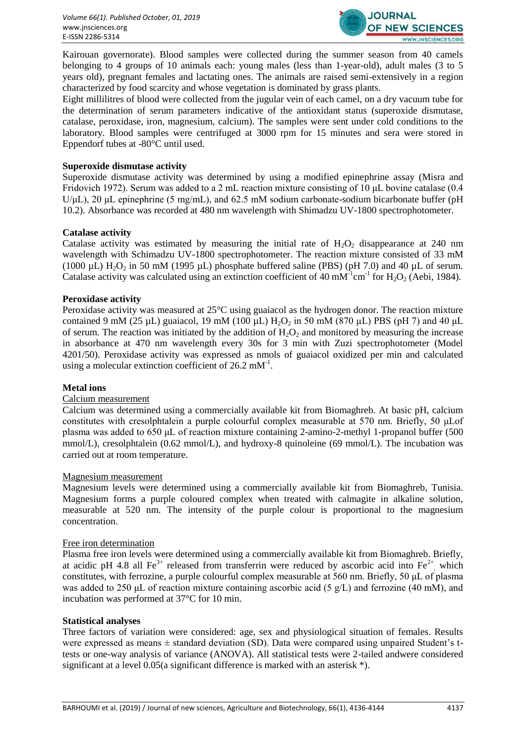Kairouan governorate). Blood samples were collected during the summer season from 40 camels belonging to 4 groups of 10 animals each: young males (less than 1-year-old), adult males (3 to 5 years old), pregnant females and lactating ones. The animals are raised semi-extensively in a region characterized by food scarcity and whose vegetation is dominated by grass plants.

Eight millilitres of blood were collected from the jugular vein of each camel, on a dry vacuum tube for the determination of serum parameters indicative of the antioxidant status (superoxide dismutase, catalase, peroxidase, iron, magnesium, calcium). The samples were sent under cold conditions to the laboratory. Blood samples were centrifuged at 3000 rpm for 15 minutes and sera were stored in Eppendorf tubes at -80°C until used.

**Superoxide dismutase activity**

Superoxide dismutase activity was determined by using a modified epinephrine assay (Misra and Fridovich 1972). Serum was added to a 2 mL reaction mixture consisting of 10 μL bovine catalase (0.4 U/μL), 20 μL epinephrine (5 mg/mL), and 62.5 mM sodium carbonate-sodium bicarbonate buffer (pH 10.2). Absorbance was recorded at 480 nm wavelength with Shimadzu UV-1800 spectrophotometer.

**Catalase activity**

Catalase activity was estimated by measuring the initial rate of $H_2O_2$ disappearance at 240 nm wavelength with Schimadzu UV-1800 spectrophotometer. The reaction mixture consisted of 33 mM (1000 µL) $H_2O_2$ in 50 mM (1995 µL) phosphate buffered saline (PBS) (pH 7.0) and 40 µL of serum. Catalase activity was calculated using an extinction coefficient of 40 $mM^{-1}cm^{-1}$ for $H_2O_2$ (Aebi, 1984).

**Peroxidase activity**

Peroxidase activity was measured at 25°C using guaiacol as the hydrogen donor. The reaction mixture contained 9 mM (25 µL) guaiacol, 19 mM (100 µL) $H_2O_2$ in 50 mM (870 µL) PBS (pH 7) and 40 µL of serum. The reaction was initiated by the addition of $H_2O_2$ and monitored by measuring the increase in absorbance at 470 nm wavelength every 30s for 3 min with Zuzi spectrophotometer (Model 4201/50). Peroxidase activity was expressed as nmols of guaiacol oxidized per min and calculated using a molecular extinction coefficient of 26.2 $mM^{-1}$.

**Metal ions**

Calcium measurement

Calcium was determined using a commercially available kit from Biomaghreb. At basic pH, calcium constitutes with cresolphtalein a purple colourful complex measurable at 570 nm. Briefly, 50 µLof plasma was added to 650 µL of reaction mixture containing 2-amino-2-methyl 1-propanol buffer (500 mmol/L), cresolphtalein (0.62 mmol/L), and hydroxy-8 quinoleine (69 mmol/L). The incubation was carried out at room temperature.

Magnesium measurement

Magnesium levels were determined using a commercially available kit from Biomaghreb, Tunisia. Magnesium forms a purple coloured complex when treated with calmagite in alkaline solution, measurable at 520 nm. The intensity of the purple colour is proportional to the magnesium concentration.

Free iron determination

Plasma free iron levels were determined using a commercially available kit from Biomaghreb. Briefly, at acidic pH 4.8 all $Fe^{3+}$ released from transferrin were reduced by ascorbic acid into $Fe^{2+}$, which constitutes, with ferrozine, a purple colourful complex measurable at 560 nm. Briefly, 50 µL of plasma was added to 250 µL of reaction mixture containing ascorbic acid (5 g/L) and ferrozine (40 mM), and incubation was performed at 37°C for 10 min.

**Statistical analyses**

Three factors of variation were considered: age, sex and physiological situation of females. Results were expressed as means ± standard deviation (SD). Data were compared using unpaired Student's t-tests or one-way analysis of variance (ANOVA). All statistical tests were 2-tailed andwere considered significant at a level 0.05(a significant difference is marked with an asterisk *).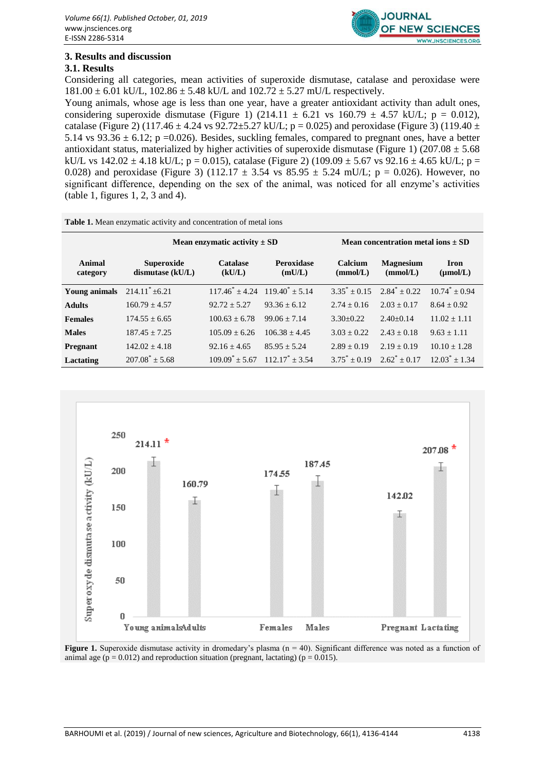## 3. Results and discussion

### 3.1. Results

Considering all categories, mean activities of superoxide dismutase, catalase and peroxidase were 181.00 ± 6.01 kU/L, 102.86 ± 5.48 kU/L and 102.72 ± 5.27 mU/L respectively.

Young animals, whose age is less than one year, have a greater antioxidant activity than adult ones, considering superoxide dismutase (Figure 1) (214.11 ± 6.21 vs 160.79 ± 4.57 kU/L; $p = 0.012$), catalase (Figure 2) (117.46 ± 4.24 vs 92.72±5.27 kU/L; $p = 0.025$) and peroxidase (Figure 3) (119.40 ± 5.14 vs 93.36 ± 6.12; $p = 0.026$). Besides, suckling females, compared to pregnant ones, have a better antioxidant status, materialized by higher activities of superoxide dismutase (Figure 1) (207.08 ± 5.68 kU/L vs 142.02 ± 4.18 kU/L; $p = 0.015$), catalase (Figure 2) (109.09 ± 5.67 vs 92.16 ± 4.65 kU/L; $p = 0.028$) and peroxidase (Figure 3) (112.17 ± 3.54 vs 85.95 ± 5.24 mU/L; $p = 0.026$). However, no significant difference, depending on the sex of the animal, was noticed for all enzyme's activities (table 1, figures 1, 2, 3 and 4).

**Table 1.** Mean enzymatic activity and concentration of metal ions

| | Mean enzymatic activity ± SD | | | Mean concentration metal ions ± SD | | |
|---|---|---|---|---|---|---|
| **Animal category** | **Superoxide dismutase (kU/L)** | **Catalase (kU/L)** | **Peroxidase (mU/L)** | **Calcium (mmol/L)** | **Magnesium (mmol/L)** | **Iron (µmol/L)** |
| **Young animals** | 214.11* ±6.21 | 117.46* ± 4.24 | 119.40* ± 5.14 | 3.35* ± 0.15 | 2.84* ± 0.22 | 10.74* ± 0.94 |
| **Adults** | 160.79 ± 4.57 | 92.72 ± 5.27 | 93.36 ± 6.12 | 2.74 ± 0.16 | 2.03 ± 0.17 | 8.64 ± 0.92 |
| **Females** | 174.55 ± 6.65 | 100.63 ± 6.78 | 99.06 ± 7.14 | 3.30±0.22 | 2.40±0.14 | 11.02 ± 1.11 |
| **Males** | 187.45 ± 7.25 | 105.09 ± 6.26 | 106.38 ± 4.45 | 3.03 ± 0.22 | 2.43 ± 0.18 | 9.63 ± 1.11 |
| **Pregnant** | 142.02 ± 4.18 | 92.16 ± 4.65 | 85.95 ± 5.24 | 2.89 ± 0.19 | 2.19 ± 0.19 | 10.10 ± 1.28 |
| **Lactating** | 207.08* ± 5.68 | 109.09* ± 5.67 | 112.17* ± 3.54 | 3.75* ± 0.19 | 2.62* ± 0.17 | 12.03* ± 1.34 |

**Figure 1.** Superoxide dismutase activity in dromedary's plasma (n = 40). Significant difference was noted as a function of animal age ($p = 0.012$) and reproduction situation (pregnant, lactating) ($p = 0.015$).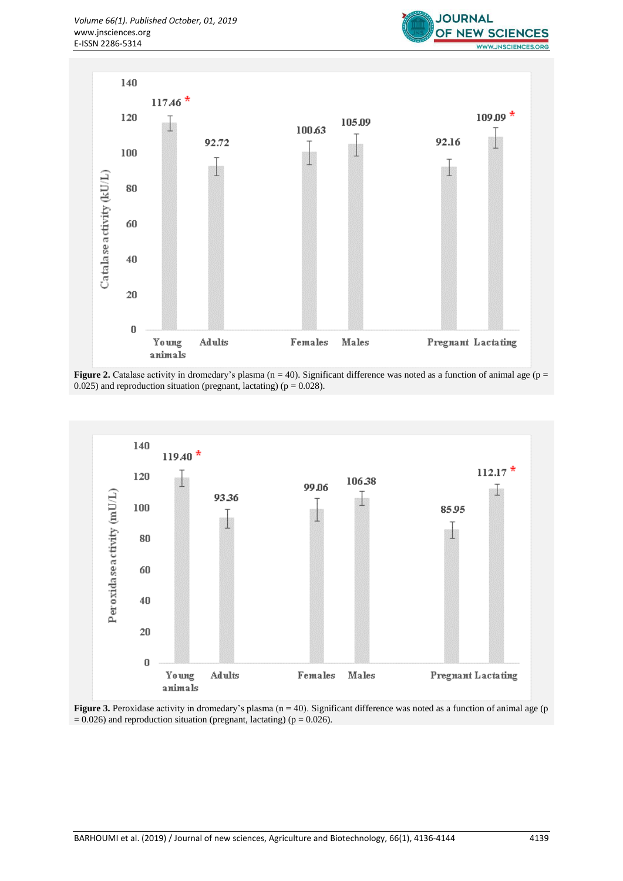**Figure 2.** Catalase activity in dromedary's plasma (n = 40). Significant difference was noted as a function of animal age (p = 0.025) and reproduction situation (pregnant, lactating) (p = 0.028).

**Figure 3.** Peroxidase activity in dromedary's plasma (n = 40). Significant difference was noted as a function of animal age (p = 0.026) and reproduction situation (pregnant, lactating) (p = 0.026).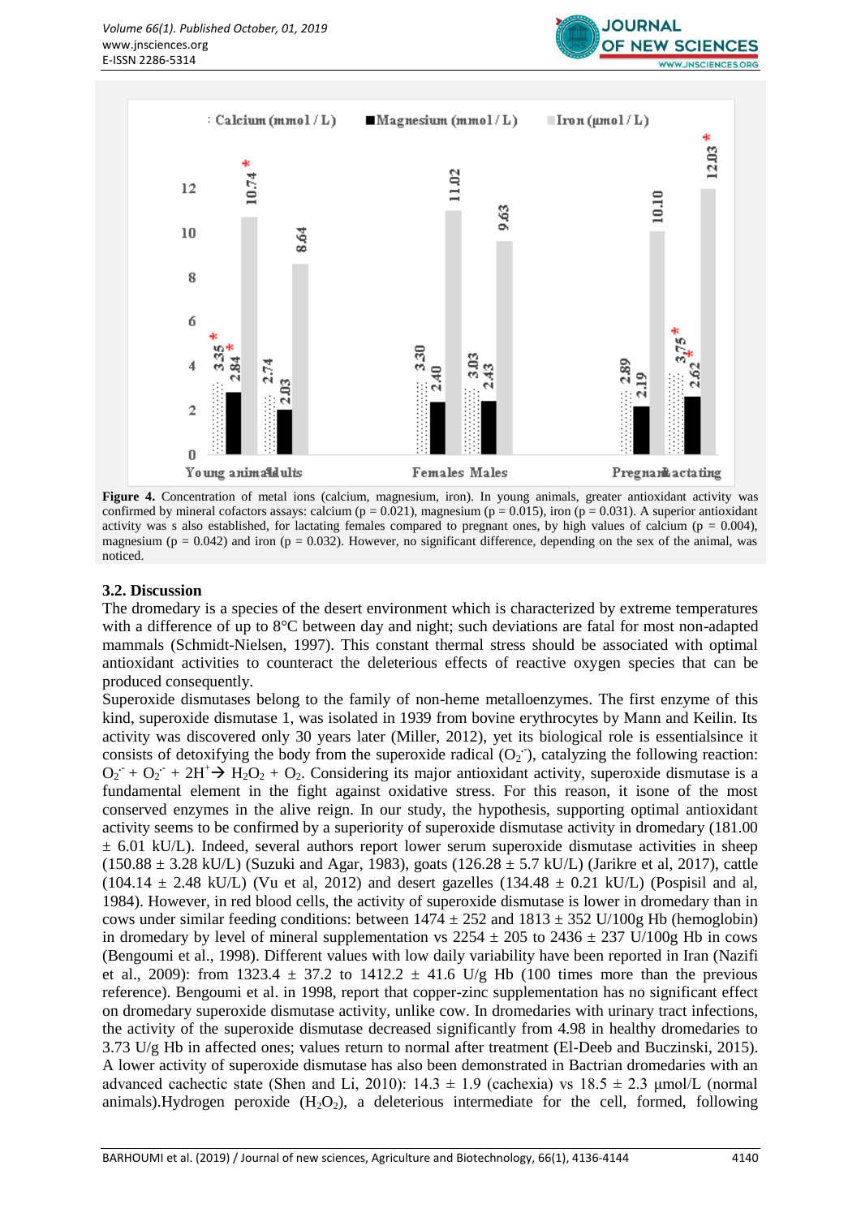Figure 4. Concentration of metal ions (calcium, magnesium, iron). In young animals, greater antioxidant activity was confirmed by mineral cofactors assays: calcium ($p = 0.021$), magnesium ($p = 0.015$), iron ($p = 0.031$). A superior antioxidant activity was s also established, for lactating females compared to pregnant ones, by high values of calcium ($p = 0.004$), magnesium ($p = 0.042$) and iron ($p = 0.032$). However, no significant difference, depending on the sex of the animal, was noticed.

### 3.2. Discussion

The dromedary is a species of the desert environment which is characterized by extreme temperatures with a difference of up to 8°C between day and night; such deviations are fatal for most non-adapted mammals (Schmidt-Nielsen, 1997). This constant thermal stress should be associated with optimal antioxidant activities to counteract the deleterious effects of reactive oxygen species that can be produced consequently.

Superoxide dismutases belong to the family of non-heme metalloenzymes. The first enzyme of this kind, superoxide dismutase 1, was isolated in 1939 from bovine erythrocytes by Mann and Keilin. Its activity was discovered only 30 years later (Miller, 2012), yet its biological role is essentialsince it consists of detoxifying the body from the superoxide radical ($O_2^{\cdot-}$), catalyzing the following reaction: $O_2^{\cdot-} + O_2^{\cdot-} + 2H^+ \rightarrow H_2O_2 + O_2$. Considering its major antioxidant activity, superoxide dismutase is a fundamental element in the fight against oxidative stress. For this reason, it isone of the most conserved enzymes in the alive reign. In our study, the hypothesis, supporting optimal antioxidant activity seems to be confirmed by a superiority of superoxide dismutase activity in dromedary (181.00 ± 6.01 kU/L). Indeed, several authors report lower serum superoxide dismutase activities in sheep (150.88 ± 3.28 kU/L) (Suzuki and Agar, 1983), goats (126.28 ± 5.7 kU/L) (Jarikre et al, 2017), cattle (104.14 ± 2.48 kU/L) (Vu et al, 2012) and desert gazelles (134.48 ± 0.21 kU/L) (Pospisil and al, 1984). However, in red blood cells, the activity of superoxide dismutase is lower in dromedary than in cows under similar feeding conditions: between 1474 ± 252 and 1813 ± 352 U/100g Hb (hemoglobin) in dromedary by level of mineral supplementation vs 2254 ± 205 to 2436 ± 237 U/100g Hb in cows (Bengoumi et al., 1998). Different values with low daily variability have been reported in Iran (Nazifi et al., 2009): from 1323.4 ± 37.2 to 1412.2 ± 41.6 U/g Hb (100 times more than the previous reference). Bengoumi et al. in 1998, report that copper-zinc supplementation has no significant effect on dromedary superoxide dismutase activity, unlike cow. In dromedaries with urinary tract infections, the activity of the superoxide dismutase decreased significantly from 4.98 in healthy dromedaries to 3.73 U/g Hb in affected ones; values return to normal after treatment (El-Deeb and Buczinski, 2015). A lower activity of superoxide dismutase has also been demonstrated in Bactrian dromedaries with an advanced cachectic state (Shen and Li, 2010): 14.3 ± 1.9 (cachexia) vs 18.5 ± 2.3 μmol/L (normal animals).Hydrogen peroxide ($H_2O_2$), a deleterious intermediate for the cell, formed, following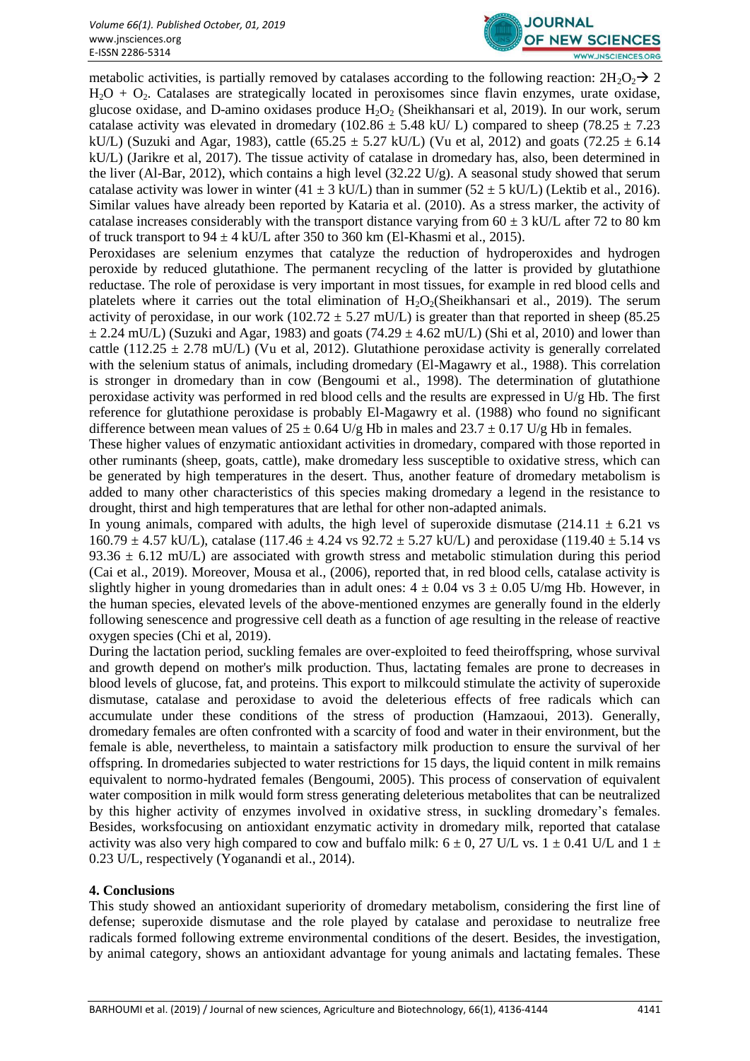metabolic activities, is partially removed by catalases according to the following reaction: $2H_2O_2 \rightarrow 2 H_2O + O_2$. Catalases are strategically located in peroxisomes since flavin enzymes, urate oxidase, glucose oxidase, and D-amino oxidases produce $H_2O_2$ (Sheikhansari et al, 2019). In our work, serum catalase activity was elevated in dromedary (102.86 ± 5.48 kU/ L) compared to sheep (78.25 ± 7.23 kU/L) (Suzuki and Agar, 1983), cattle (65.25 ± 5.27 kU/L) (Vu et al, 2012) and goats (72.25 ± 6.14 kU/L) (Jarikre et al, 2017). The tissue activity of catalase in dromedary has, also, been determined in the liver (Al-Bar, 2012), which contains a high level (32.22 U/g). A seasonal study showed that serum catalase activity was lower in winter (41 ± 3 kU/L) than in summer (52 ± 5 kU/L) (Lektib et al., 2016). Similar values have already been reported by Kataria et al. (2010). As a stress marker, the activity of catalase increases considerably with the transport distance varying from 60 ± 3 kU/L after 72 to 80 km of truck transport to 94 ± 4 kU/L after 350 to 360 km (El-Khasmi et al., 2015).

Peroxidases are selenium enzymes that catalyze the reduction of hydroperoxides and hydrogen peroxide by reduced glutathione. The permanent recycling of the latter is provided by glutathione reductase. The role of peroxidase is very important in most tissues, for example in red blood cells and platelets where it carries out the total elimination of $H_2O_2$(Sheikhansari et al., 2019). The serum activity of peroxidase, in our work (102.72 ± 5.27 mU/L) is greater than that reported in sheep (85.25 ± 2.24 mU/L) (Suzuki and Agar, 1983) and goats (74.29 ± 4.62 mU/L) (Shi et al, 2010) and lower than cattle (112.25 ± 2.78 mU/L) (Vu et al, 2012). Glutathione peroxidase activity is generally correlated with the selenium status of animals, including dromedary (El-Magawry et al., 1988). This correlation is stronger in dromedary than in cow (Bengoumi et al., 1998). The determination of glutathione peroxidase activity was performed in red blood cells and the results are expressed in U/g Hb. The first reference for glutathione peroxidase is probably El-Magawry et al. (1988) who found no significant difference between mean values of 25 ± 0.64 U/g Hb in males and 23.7 ± 0.17 U/g Hb in females.

These higher values of enzymatic antioxidant activities in dromedary, compared with those reported in other ruminants (sheep, goats, cattle), make dromedary less susceptible to oxidative stress, which can be generated by high temperatures in the desert. Thus, another feature of dromedary metabolism is added to many other characteristics of this species making dromedary a legend in the resistance to drought, thirst and high temperatures that are lethal for other non-adapted animals.

In young animals, compared with adults, the high level of superoxide dismutase (214.11 ± 6.21 vs 160.79 ± 4.57 kU/L), catalase (117.46 ± 4.24 vs 92.72 ± 5.27 kU/L) and peroxidase (119.40 ± 5.14 vs 93.36 ± 6.12 mU/L) are associated with growth stress and metabolic stimulation during this period (Cai et al., 2019). Moreover, Mousa et al., (2006), reported that, in red blood cells, catalase activity is slightly higher in young dromedaries than in adult ones: 4 ± 0.04 vs 3 ± 0.05 U/mg Hb. However, in the human species, elevated levels of the above-mentioned enzymes are generally found in the elderly following senescence and progressive cell death as a function of age resulting in the release of reactive oxygen species (Chi et al, 2019).

During the lactation period, suckling females are over-exploited to feed theiroffspring, whose survival and growth depend on mother's milk production. Thus, lactating females are prone to decreases in blood levels of glucose, fat, and proteins. This export to milkcould stimulate the activity of superoxide dismutase, catalase and peroxidase to avoid the deleterious effects of free radicals which can accumulate under these conditions of the stress of production (Hamzaoui, 2013). Generally, dromedary females are often confronted with a scarcity of food and water in their environment, but the female is able, nevertheless, to maintain a satisfactory milk production to ensure the survival of her offspring. In dromedaries subjected to water restrictions for 15 days, the liquid content in milk remains equivalent to normo-hydrated females (Bengoumi, 2005). This process of conservation of equivalent water composition in milk would form stress generating deleterious metabolites that can be neutralized by this higher activity of enzymes involved in oxidative stress, in suckling dromedary's females. Besides, worksfocusing on antioxidant enzymatic activity in dromedary milk, reported that catalase activity was also very high compared to cow and buffalo milk: 6 ± 0, 27 U/L vs. 1 ± 0.41 U/L and 1 ± 0.23 U/L, respectively (Yoganandi et al., 2014).

## 4. Conclusions

This study showed an antioxidant superiority of dromedary metabolism, considering the first line of defense; superoxide dismutase and the role played by catalase and peroxidase to neutralize free radicals formed following extreme environmental conditions of the desert. Besides, the investigation, by animal category, shows an antioxidant advantage for young animals and lactating females. These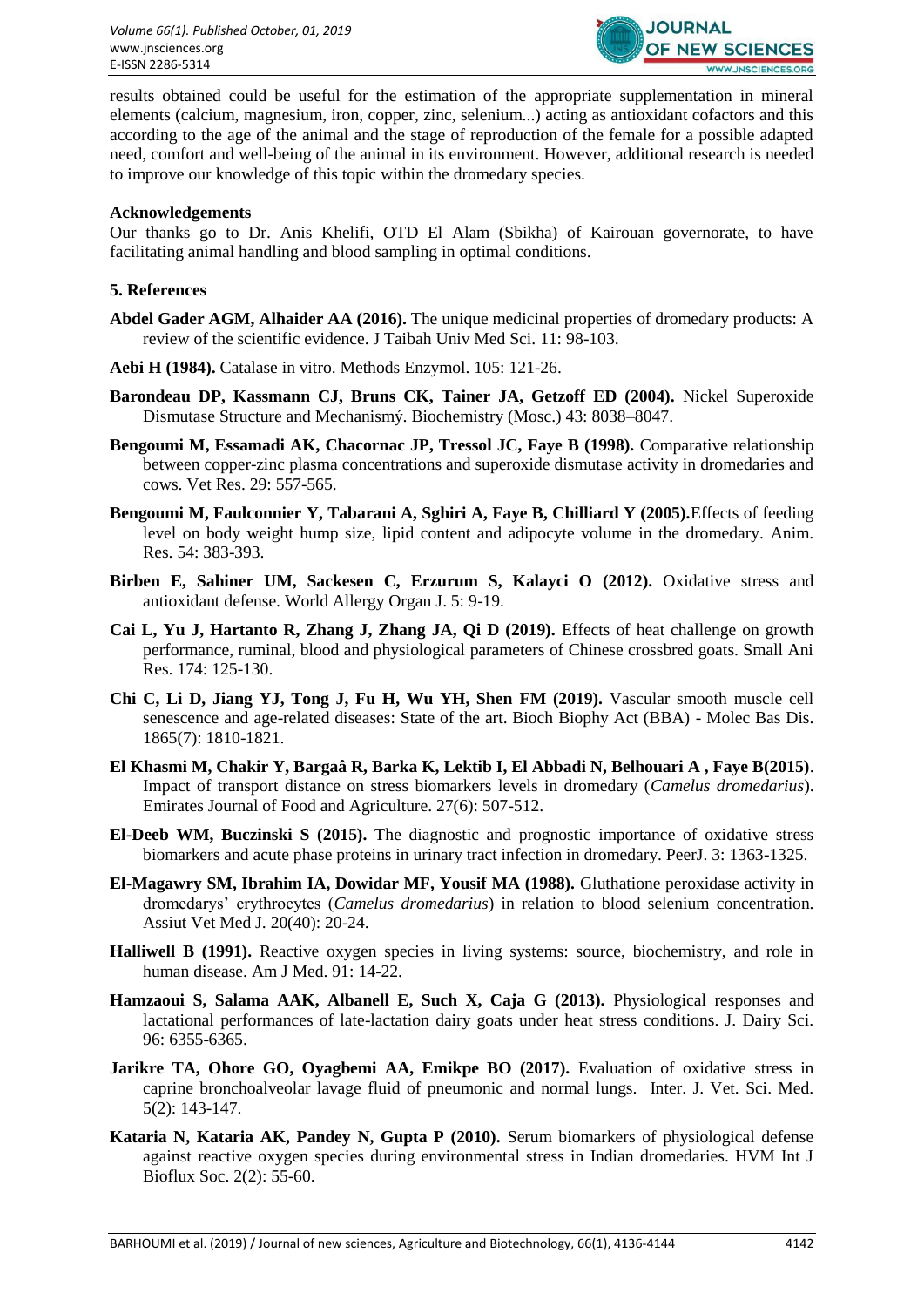results obtained could be useful for the estimation of the appropriate supplementation in mineral elements (calcium, magnesium, iron, copper, zinc, selenium...) acting as antioxidant cofactors and this according to the age of the animal and the stage of reproduction of the female for a possible adapted need, comfort and well-being of the animal in its environment. However, additional research is needed to improve our knowledge of this topic within the dromedary species.

**Acknowledgements**

Our thanks go to Dr. Anis Khelifi, OTD El Alam (Sbikha) of Kairouan governorate, to have facilitating animal handling and blood sampling in optimal conditions.

## 5. References

**Abdel Gader AGM, Alhaider AA (2016).** The unique medicinal properties of dromedary products: A review of the scientific evidence. J Taibah Univ Med Sci. 11: 98-103.

**Aebi H (1984).** Catalase in vitro. Methods Enzymol. 105: 121-26.

**Barondeau DP, Kassmann CJ, Bruns CK, Tainer JA, Getzoff ED (2004).** Nickel Superoxide Dismutase Structure and Mechanismý. Biochemistry (Mosc.) 43: 8038–8047.

**Bengoumi M, Essamadi AK, Chacornac JP, Tressol JC, Faye B (1998).** Comparative relationship between copper-zinc plasma concentrations and superoxide dismutase activity in dromedaries and cows. Vet Res. 29: 557-565.

**Bengoumi M, Faulconnier Y, Tabarani A, Sghiri A, Faye B, Chilliard Y (2005).**Effects of feeding level on body weight hump size, lipid content and adipocyte volume in the dromedary. Anim. Res. 54: 383-393.

**Birben E, Sahiner UM, Sackesen C, Erzurum S, Kalayci O (2012).** Oxidative stress and antioxidant defense. World Allergy Organ J. 5: 9-19.

**Cai L, Yu J, Hartanto R, Zhang J, Zhang JA, Qi D (2019).** Effects of heat challenge on growth performance, ruminal, blood and physiological parameters of Chinese crossbred goats. Small Ani Res. 174: 125-130.

**Chi C, Li D, Jiang YJ, Tong J, Fu H, Wu YH, Shen FM (2019).** Vascular smooth muscle cell senescence and age-related diseases: State of the art. Bioch Biophy Act (BBA) - Molec Bas Dis. 1865(7): 1810-1821.

**El Khasmi M, Chakir Y, Bargaâ R, Barka K, Lektib I, El Abbadi N, Belhouari A , Faye B(2015)**. Impact of transport distance on stress biomarkers levels in dromedary (*Camelus dromedarius*). Emirates Journal of Food and Agriculture. 27(6): 507-512.

**El-Deeb WM, Buczinski S (2015).** The diagnostic and prognostic importance of oxidative stress biomarkers and acute phase proteins in urinary tract infection in dromedary. PeerJ. 3: 1363-1325.

**El-Magawry SM, Ibrahim IA, Dowidar MF, Yousif MA (1988).** Gluthatione peroxidase activity in dromedarys' erythrocytes (*Camelus dromedarius*) in relation to blood selenium concentration. Assiut Vet Med J. 20(40): 20-24.

**Halliwell B (1991).** Reactive oxygen species in living systems: source, biochemistry, and role in human disease. Am J Med. 91: 14-22.

**Hamzaoui S, Salama AAK, Albanell E, Such X, Caja G (2013).** Physiological responses and lactational performances of late-lactation dairy goats under heat stress conditions. J. Dairy Sci. 96: 6355-6365.

**Jarikre TA, Ohore GO, Oyagbemi AA, Emikpe BO (2017).** Evaluation of oxidative stress in caprine bronchoalveolar lavage fluid of pneumonic and normal lungs. Inter. J. Vet. Sci. Med. 5(2): 143-147.

**Kataria N, Kataria AK, Pandey N, Gupta P (2010).** Serum biomarkers of physiological defense against reactive oxygen species during environmental stress in Indian dromedaries. HVM Int J Bioflux Soc. 2(2): 55-60.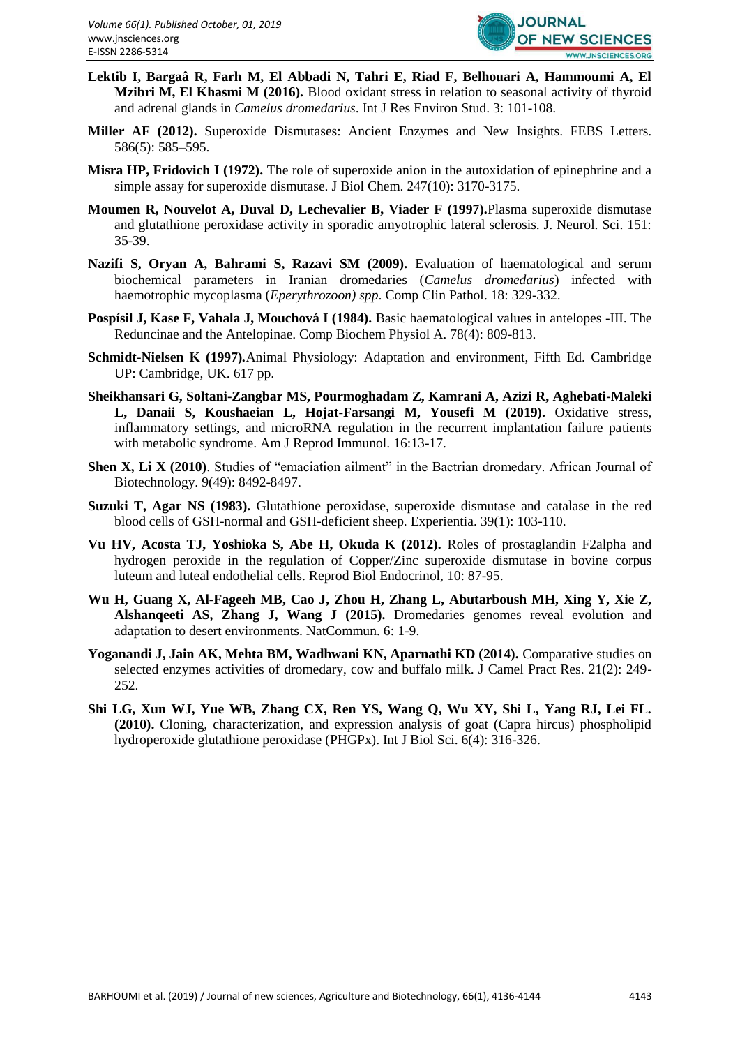**Lektib I, Bargaâ R, Farh M, El Abbadi N, Tahri E, Riad F, Belhouari A, Hammoumi A, El Mzibri M, El Khasmi M (2016).** Blood oxidant stress in relation to seasonal activity of thyroid and adrenal glands in *Camelus dromedarius*. Int J Res Environ Stud. 3: 101-108.

**Miller AF (2012).** Superoxide Dismutases: Ancient Enzymes and New Insights. FEBS Letters. 586(5): 585–595.

**Misra HP, Fridovich I (1972).** The role of superoxide anion in the autoxidation of epinephrine and a simple assay for superoxide dismutase. J Biol Chem. 247(10): 3170-3175.

**Moumen R, Nouvelot A, Duval D, Lechevalier B, Viader F (1997).**Plasma superoxide dismutase and glutathione peroxidase activity in sporadic amyotrophic lateral sclerosis. J. Neurol. Sci. 151: 35-39.

**Nazifi S, Oryan A, Bahrami S, Razavi SM (2009).** Evaluation of haematological and serum biochemical parameters in Iranian dromedaries (*Camelus dromedarius*) infected with haemotrophic mycoplasma (*Eperythrozoon) spp*. Comp Clin Pathol. 18: 329-332.

**Pospísil J, Kase F, Vahala J, Mouchová I (1984).** Basic haematological values in antelopes -III. The Reduncinae and the Antelopinae. Comp Biochem Physiol A. 78(4): 809-813.

**Schmidt-Nielsen K (1997).**Animal Physiology: Adaptation and environment, Fifth Ed. Cambridge UP: Cambridge, UK. 617 pp.

**Sheikhansari G, Soltani-Zangbar MS, Pourmoghadam Z, Kamrani A, Azizi R, Aghebati-Maleki L, Danaii S, Koushaeian L, Hojat-Farsangi M, Yousefi M (2019).** Oxidative stress, inflammatory settings, and microRNA regulation in the recurrent implantation failure patients with metabolic syndrome. Am J Reprod Immunol. 16:13-17.

**Shen X, Li X (2010)**. Studies of "emaciation ailment" in the Bactrian dromedary. African Journal of Biotechnology. 9(49): 8492-8497.

**Suzuki T, Agar NS (1983).** Glutathione peroxidase, superoxide dismutase and catalase in the red blood cells of GSH-normal and GSH-deficient sheep. Experientia. 39(1): 103-110.

**Vu HV, Acosta TJ, Yoshioka S, Abe H, Okuda K (2012).** Roles of prostaglandin F2alpha and hydrogen peroxide in the regulation of Copper/Zinc superoxide dismutase in bovine corpus luteum and luteal endothelial cells. Reprod Biol Endocrinol, 10: 87-95.

**Wu H, Guang X, Al-Fageeh MB, Cao J, Zhou H, Zhang L, Abutarboush MH, Xing Y, Xie Z, Alshanqeeti AS, Zhang J, Wang J (2015).** Dromedaries genomes reveal evolution and adaptation to desert environments. NatCommun. 6: 1-9.

**Yoganandi J, Jain AK, Mehta BM, Wadhwani KN, Aparnathi KD (2014).** Comparative studies on selected enzymes activities of dromedary, cow and buffalo milk. J Camel Pract Res. 21(2): 249-252.

**Shi LG, Xun WJ, Yue WB, Zhang CX, Ren YS, Wang Q, Wu XY, Shi L, Yang RJ, Lei FL. (2010).** Cloning, characterization, and expression analysis of goat (Capra hircus) phospholipid hydroperoxide glutathione peroxidase (PHGPx). Int J Biol Sci. 6(4): 316-326.